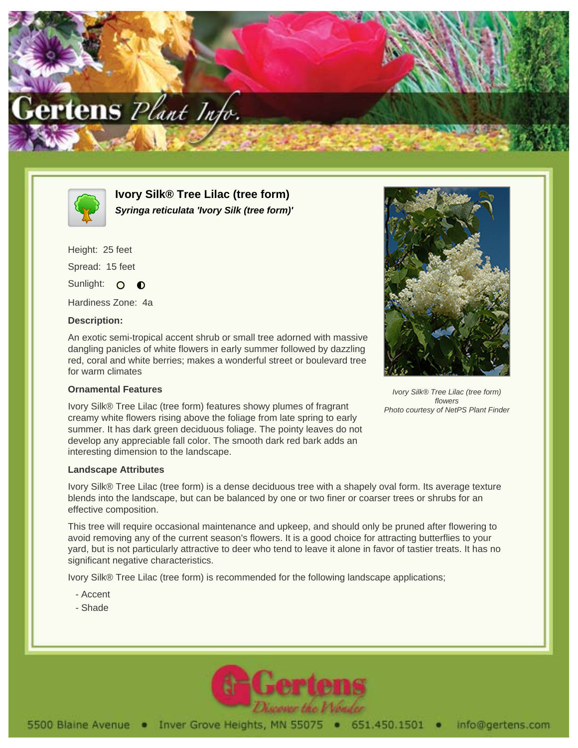# Ivory Silk® Tree Lilac (tree form)

***Syringa reticulata 'Ivory Silk (tree form)'***

Height: 25 feet

Spread: 15 feet

Sunlight: ○ ◐

Hardiness Zone: 4a

**Description:**

An exotic semi-tropical accent shrub or small tree adorned with massive dangling panicles of white flowers in early summer followed by dazzling red, coral and white berries; makes a wonderful street or boulevard tree for warm climates

*Ivory Silk® Tree Lilac (tree form) flowers*
*Photo courtesy of NetPS Plant Finder*

**Ornamental Features**

Ivory Silk® Tree Lilac (tree form) features showy plumes of fragrant creamy white flowers rising above the foliage from late spring to early summer. It has dark green deciduous foliage. The pointy leaves do not develop any appreciable fall color. The smooth dark red bark adds an interesting dimension to the landscape.

**Landscape Attributes**

Ivory Silk® Tree Lilac (tree form) is a dense deciduous tree with a shapely oval form. Its average texture blends into the landscape, but can be balanced by one or two finer or coarser trees or shrubs for an effective composition.

This tree will require occasional maintenance and upkeep, and should only be pruned after flowering to avoid removing any of the current season's flowers. It is a good choice for attracting butterflies to your yard, but is not particularly attractive to deer who tend to leave it alone in favor of tastier treats. It has no significant negative characteristics.

Ivory Silk® Tree Lilac (tree form) is recommended for the following landscape applications;

- Accent
- Shade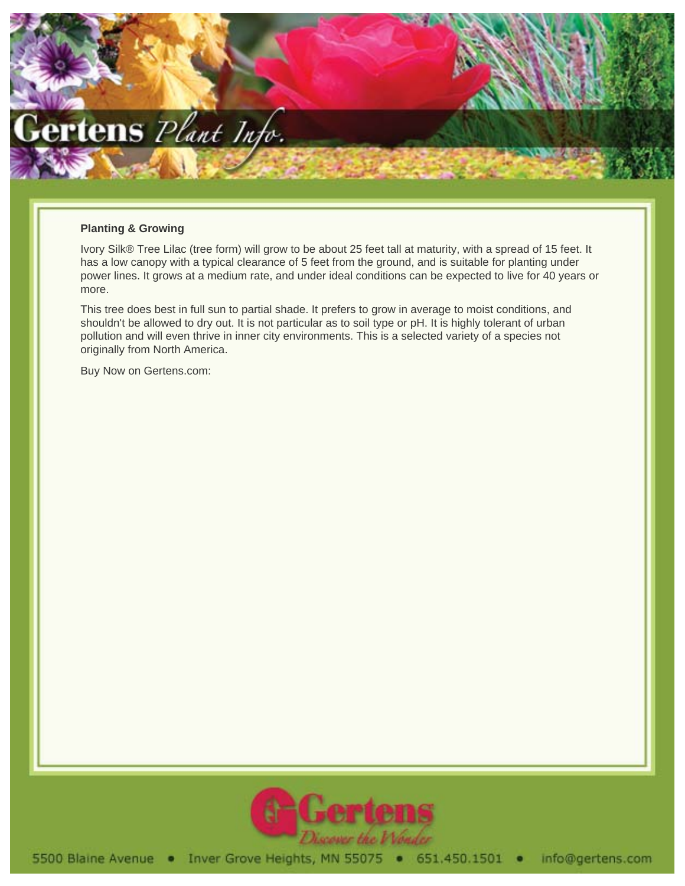### Planting & Growing

Ivory Silk® Tree Lilac (tree form) will grow to be about 25 feet tall at maturity, with a spread of 15 feet. It has a low canopy with a typical clearance of 5 feet from the ground, and is suitable for planting under power lines. It grows at a medium rate, and under ideal conditions can be expected to live for 40 years or more.

This tree does best in full sun to partial shade. It prefers to grow in average to moist conditions, and shouldn't be allowed to dry out. It is not particular as to soil type or pH. It is highly tolerant of urban pollution and will even thrive in inner city environments. This is a selected variety of a species not originally from North America.

Buy Now on Gertens.com: